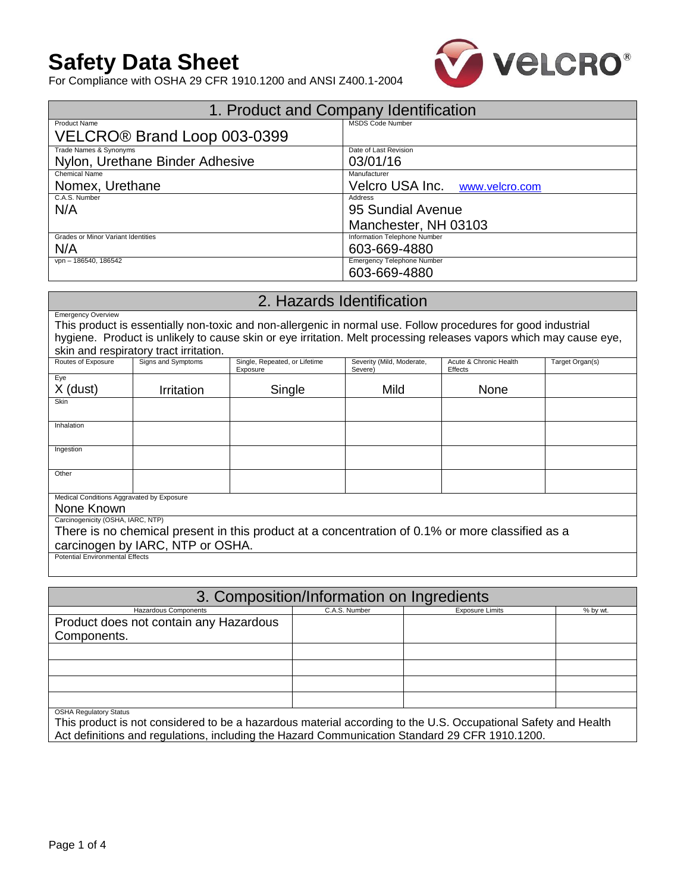# Safety Data Sheet

For Compliance with OSHA 29 CFR 1910.1200 and ANSI Z400.1-2004

VELCRO®

## 1. Product and Company Identification

| | |
|---|---|
| Product Name<br>VELCRO® Brand Loop 003-0399 | MSDS Code Number |
| Trade Names & Synonyms<br>Nylon, Urethane Binder Adhesive | Date of Last Revision<br>03/01/16 |
| Chemical Name<br>Nomex, Urethane | Manufacturer<br>Velcro USA Inc. www.velcro.com |
| C.A.S. Number<br>N/A | Address<br>95 Sundial Avenue<br>Manchester, NH 03103 |
| Grades or Minor Variant Identities<br>N/A | Information Telephone Number<br>603-669-4880 |
| vpn – 186540, 186542 | Emergency Telephone Number<br>603-669-4880 |

## 2. Hazards Identification

Emergency Overview

This product is essentially non-toxic and non-allergenic in normal use. Follow procedures for good industrial hygiene. Product is unlikely to cause skin or eye irritation. Melt processing releases vapors which may cause eye, skin and respiratory tract irritation.

| Routes of Exposure | Signs and Symptoms | Single, Repeated, or Lifetime Exposure | Severity (Mild, Moderate, Severe) | Acute & Chronic Health Effects | Target Organ(s) |
|---|---|---|---|---|---|
| Eye<br>X (dust) | Irritation | Single | Mild | None | |
| Skin | | | | | |
| Inhalation | | | | | |
| Ingestion | | | | | |
| Other | | | | | |

Medical Conditions Aggravated by Exposure

None Known

Carcinogenicity (OSHA, IARC, NTP)

There is no chemical present in this product at a concentration of 0.1% or more classified as a carcinogen by IARC, NTP or OSHA.

Potential Environmental Effects

## 3. Composition/Information on Ingredients

| Hazardous Components | C.A.S. Number | Exposure Limits | % by wt. |
|---|---|---|---|
| Product does not contain any Hazardous Components. | | | |
| | | | |
| | | | |
| | | | |
| | | | |

OSHA Regulatory Status

This product is not considered to be a hazardous material according to the U.S. Occupational Safety and Health Act definitions and regulations, including the Hazard Communication Standard 29 CFR 1910.1200.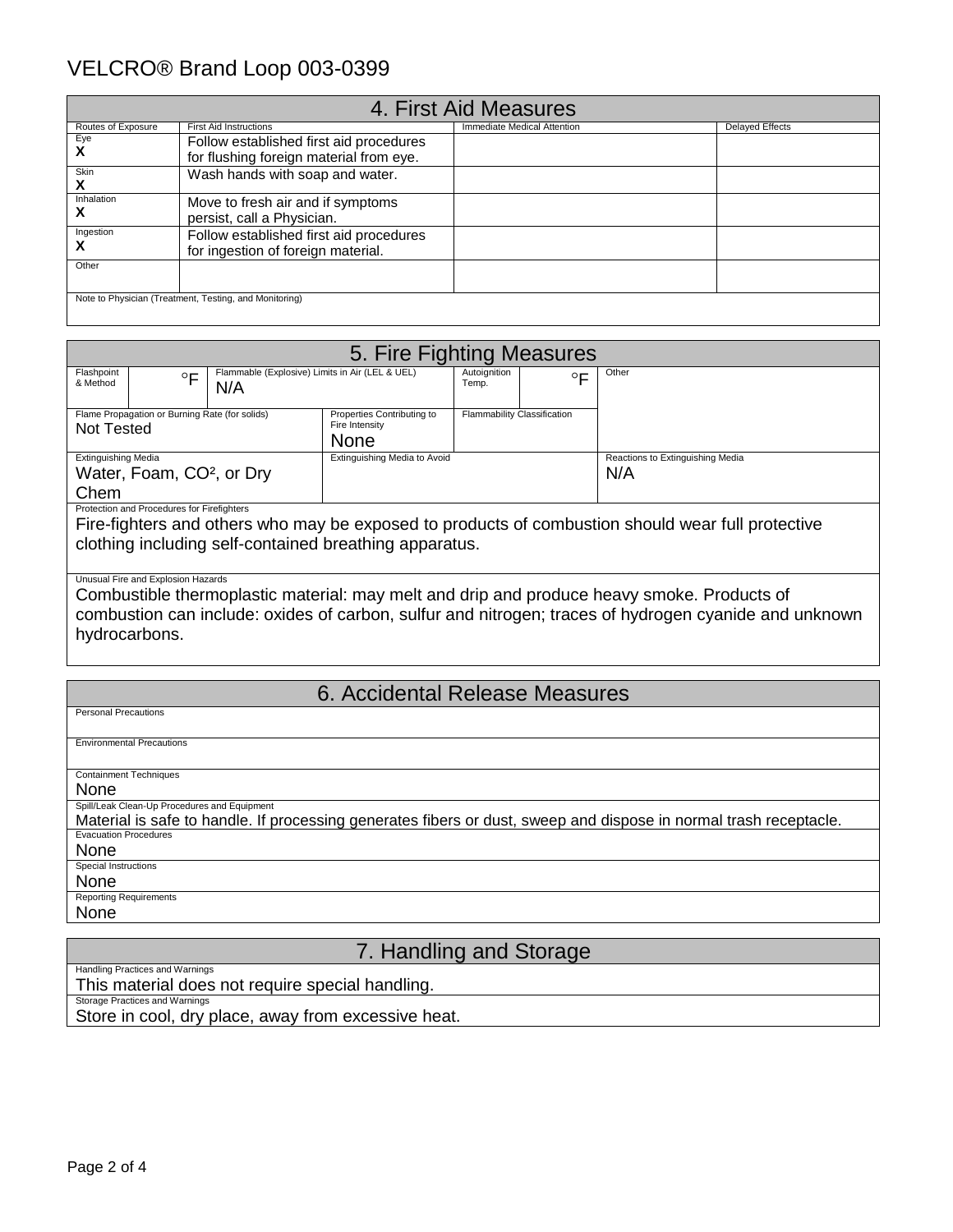# VELCRO® Brand Loop 003-0399

## 4. First Aid Measures

| Routes of Exposure | First Aid Instructions | Immediate Medical Attention | Delayed Effects |
|---|---|---|---|
| Eye **X** | Follow established first aid procedures for flushing foreign material from eye. | | |
| Skin **X** | Wash hands with soap and water. | | |
| Inhalation **X** | Move to fresh air and if symptoms persist, call a Physician. | | |
| Ingestion **X** | Follow established first aid procedures for ingestion of foreign material. | | |
| Other | | | |

Note to Physician (Treatment, Testing, and Monitoring)

## 5. Fire Fighting Measures

| Flashpoint & Method | °F | Flammable (Explosive) Limits in Air (LEL & UEL) | | Autoignition Temp. | °F | Other |
|---|---|---|---|---|---|---|
| | | N/A | | | | |
| Flame Propagation or Burning Rate (for solids) | | | Properties Contributing to Fire Intensity | Flammability Classification | | |
| Not Tested | | | None | | | |
| Extinguishing Media | | | Extinguishing Media to Avoid | | | Reactions to Extinguishing Media |
| Water, Foam, $CO^2$, or Dry Chem | | | | | | N/A |

Protection and Procedures for Firefighters

Fire-fighters and others who may be exposed to products of combustion should wear full protective clothing including self-contained breathing apparatus.

Unusual Fire and Explosion Hazards

Combustible thermoplastic material: may melt and drip and produce heavy smoke. Products of combustion can include: oxides of carbon, sulfur and nitrogen; traces of hydrogen cyanide and unknown hydrocarbons.

## 6. Accidental Release Measures

Personal Precautions

Environmental Precautions

Containment Techniques

None

Spill/Leak Clean-Up Procedures and Equipment

Material is safe to handle. If processing generates fibers or dust, sweep and dispose in normal trash receptacle.

Evacuation Procedures

None

Special Instructions

None

Reporting Requirements

None

## 7. Handling and Storage

Handling Practices and Warnings

This material does not require special handling.

Storage Practices and Warnings

Store in cool, dry place, away from excessive heat.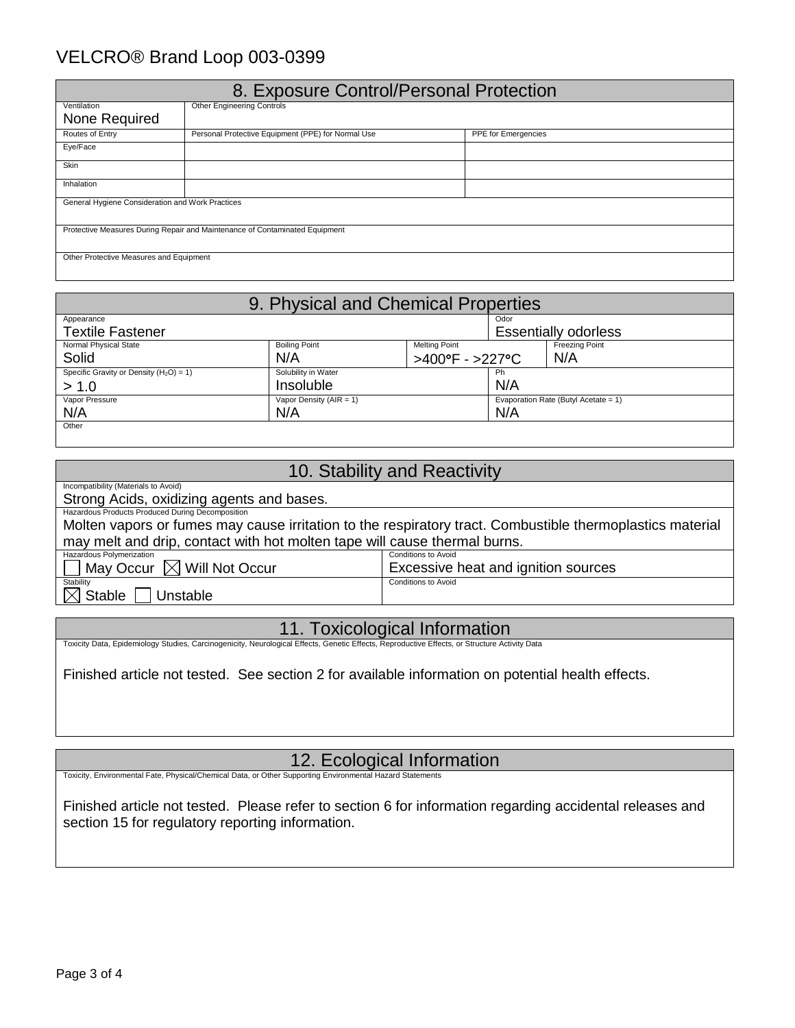# 8. Exposure Control/Personal Protection

| Ventilation | Other Engineering Controls | |
|---|---|---|
| None Required | | |
| **Routes of Entry** | **Personal Protective Equipment (PPE) for Normal Use** | **PPE for Emergencies** |
| Eye/Face | | |
| Skin | | |
| Inhalation | | |

General Hygiene Consideration and Work Practices

Protective Measures During Repair and Maintenance of Contaminated Equipment

Other Protective Measures and Equipment

# 9. Physical and Chemical Properties

| Appearance | | | Odor | |
|---|---|---|---|---|
| Textile Fastener | | | Essentially odorless | |
| **Normal Physical State** | **Boiling Point** | **Melting Point** | | **Freezing Point** |
| Solid | N/A | >400°F - >227°C | | N/A |
| **Specific Gravity or Density ($H_2O$) = 1)** | **Solubility in Water** | | **Ph** | |
| > 1.0 | Insoluble | | N/A | |
| **Vapor Pressure** | **Vapor Density (AIR = 1)** | | **Evaporation Rate (Butyl Acetate = 1)** | |
| N/A | N/A | | N/A | |

Other

# 10. Stability and Reactivity

Incompatibility (Materials to Avoid)

Strong Acids, oxidizing agents and bases.

Hazardous Products Produced During Decomposition

Molten vapors or fumes may cause irritation to the respiratory tract. Combustible thermoplastics material may melt and drip, contact with hot molten tape will cause thermal burns.

| Hazardous Polymerization | Conditions to Avoid |
|---|---|
| ☐ May Occur ☒ Will Not Occur | Excessive heat and ignition sources |
| **Stability** | **Conditions to Avoid** |
| ☒ Stable ☐ Unstable | |

# 11. Toxicological Information

Toxicity Data, Epidemiology Studies, Carcinogenicity, Neurological Effects, Genetic Effects, Reproductive Effects, or Structure Activity Data

Finished article not tested. See section 2 for available information on potential health effects.

# 12. Ecological Information

Toxicity, Environmental Fate, Physical/Chemical Data, or Other Supporting Environmental Hazard Statements

Finished article not tested. Please refer to section 6 for information regarding accidental releases and section 15 for regulatory reporting information.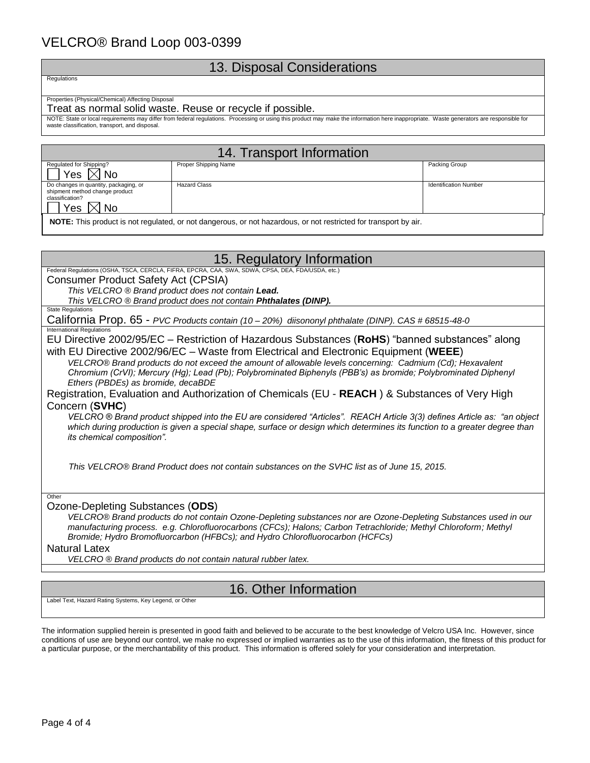# VELCRO® Brand Loop 003-0399

## 13. Disposal Considerations

Regulations

Properties (Physical/Chemical) Affecting Disposal

Treat as normal solid waste. Reuse or recycle if possible.

NOTE: State or local requirements may differ from federal regulations. Processing or using this product may make the information here inappropriate. Waste generators are responsible for waste classification, transport, and disposal.

## 14. Transport Information

| | | |
|---|---|---|
| Regulated for Shipping? ☐ Yes ☒ No | Proper Shipping Name | Packing Group |
| Do changes in quantity, packaging, or shipment method change product classification? ☐ Yes ☒ No | Hazard Class | Identification Number |

**NOTE:** This product is not regulated, or not dangerous, or not hazardous, or not restricted for transport by air.

## 15. Regulatory Information

Federal Regulations (OSHA, TSCA, CERCLA, FIFRA, EPCRA, CAA, SWA, SDWA, CPSA, DEA, FDA/USDA, etc.)

Consumer Product Safety Act (CPSIA)

*This VELCRO ® Brand product does not contain* ***Lead.***

*This VELCRO ® Brand product does not contain* ***Phthalates (DINP).***

State Regulations

California Prop. 65 - *PVC Products contain (10 – 20%) diisononyl phthalate (DINP). CAS # 68515-48-0*

International Regulations

EU Directive 2002/95/EC – Restriction of Hazardous Substances (**RoHS**) "banned substances" along with EU Directive 2002/96/EC – Waste from Electrical and Electronic Equipment (**WEEE**)

*VELCRO® Brand products do not exceed the amount of allowable levels concerning: Cadmium (Cd); Hexavalent Chromium (CrVI); Mercury (Hg); Lead (Pb); Polybrominated Biphenyls (PBB's) as bromide; Polybrominated Diphenyl Ethers (PBDEs) as bromide, decaBDE*

Registration, Evaluation and Authorization of Chemicals (EU - **REACH** ) & Substances of Very High Concern (**SVHC**)

*VELCRO ® Brand product shipped into the EU are considered "Articles". REACH Article 3(3) defines Article as: "an object which during production is given a special shape, surface or design which determines its function to a greater degree than its chemical composition".*

*This VELCRO® Brand Product does not contain substances on the SVHC list as of June 15, 2015.*

Other

Ozone-Depleting Substances (**ODS**)

*VELCRO® Brand products do not contain Ozone-Depleting substances nor are Ozone-Depleting Substances used in our manufacturing process. e.g. Chlorofluorocarbons (CFCs); Halons; Carbon Tetrachloride; Methyl Chloroform; Methyl Bromide; Hydro Bromofluorcarbon (HFBCs); and Hydro Chlorofluorocarbon (HCFCs)*

Natural Latex

*VELCRO ® Brand products do not contain natural rubber latex.*

## 16. Other Information

Label Text, Hazard Rating Systems, Key Legend, or Other

The information supplied herein is presented in good faith and believed to be accurate to the best knowledge of Velcro USA Inc. However, since conditions of use are beyond our control, we make no expressed or implied warranties as to the use of this information, the fitness of this product for a particular purpose, or the merchantability of this product. This information is offered solely for your consideration and interpretation.